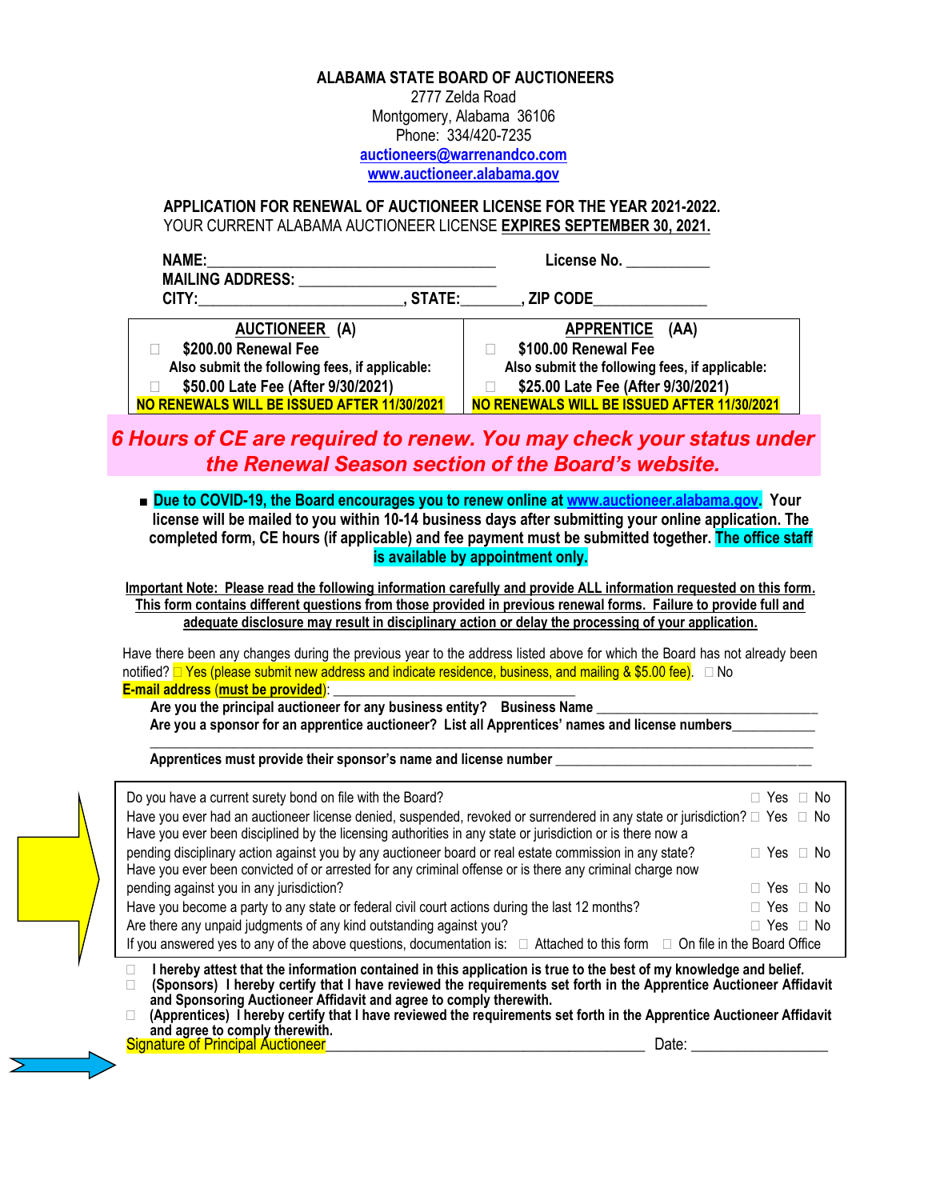**ALABAMA STATE BOARD OF AUCTIONEERS**
2777 Zelda Road
Montgomery, Alabama 36106
Phone: 334/420-7235
auctioneers@warrenandco.com
www.auctioneer.alabama.gov

**APPLICATION FOR RENEWAL OF AUCTIONEER LICENSE FOR THE YEAR 2021-2022.**
YOUR CURRENT ALABAMA AUCTIONEER LICENSE **EXPIRES SEPTEMBER 30, 2021.**

**NAME:**_____________________________________ **License No.** ___________
**MAILING ADDRESS:** _________________________
**CITY:**__________________________, **STATE:**_______, **ZIP CODE**______________

| **AUCTIONEER (A)** | **APPRENTICE (AA)** |
|---|---|
| ☐ **$200.00 Renewal Fee** | ☐ **$100.00 Renewal Fee** |
| **Also submit the following fees, if applicable:** | **Also submit the following fees, if applicable:** |
| ☐ **$50.00 Late Fee (After 9/30/2021)** | ☐ **$25.00 Late Fee (After 9/30/2021)** |
| **NO RENEWALS WILL BE ISSUED AFTER 11/30/2021** | **NO RENEWALS WILL BE ISSUED AFTER 11/30/2021** |

***6 Hours of CE are required to renew. You may check your status under the Renewal Season section of the Board's website.***

- **Due to COVID-19, the Board encourages you to renew online at www.auctioneer.alabama.gov. Your license will be mailed to you within 10-14 business days after submitting your online application. The completed form, CE hours (if applicable) and fee payment must be submitted together. The office staff is available by appointment only.**

**Important Note: Please read the following information carefully and provide ALL information requested on this form. This form contains different questions from those provided in previous renewal forms. Failure to provide full and adequate disclosure may result in disciplinary action or delay the processing of your application.**

Have there been any changes during the previous year to the address listed above for which the Board has not already been notified? ☐ Yes (please submit new address and indicate residence, business, and mailing & $5.00 fee). ☐ No

**E-mail address (must be provided):** ___________________________________

**Are you the principal auctioneer for any business entity? Business Name** ______________________________

**Are you a sponsor for an apprentice auctioneer? List all Apprentices' names and license numbers**___________

_____________________________________________________________________________________

**Apprentices must provide their sponsor's name and license number** ___________________________________

| | |
|---|---|
| Do you have a current surety bond on file with the Board? | ☐ Yes ☐ No |
| Have you ever had an auctioneer license denied, suspended, revoked or surrendered in any state or jurisdiction? | ☐ Yes ☐ No |
| Have you ever been disciplined by the licensing authorities in any state or jurisdiction or is there now a pending disciplinary action against you by any auctioneer board or real estate commission in any state? | ☐ Yes ☐ No |
| Have you ever been convicted of or arrested for any criminal offense or is there any criminal charge now pending against you in any jurisdiction? | ☐ Yes ☐ No |
| Have you become a party to any state or federal civil court actions during the last 12 months? | ☐ Yes ☐ No |
| Are there any unpaid judgments of any kind outstanding against you? | ☐ Yes ☐ No |
| If you answered yes to any of the above questions, documentation is: ☐ Attached to this form | ☐ On file in the Board Office |

☐ **I hereby attest that the information contained in this application is true to the best of my knowledge and belief.**
☐ **(Sponsors) I hereby certify that I have reviewed the requirements set forth in the Apprentice Auctioneer Affidavit and Sponsoring Auctioneer Affidavit and agree to comply therewith.**
☐ **(Apprentices) I hereby certify that I have reviewed the requirements set forth in the Apprentice Auctioneer Affidavit and agree to comply therewith.**

Signature of Principal Auctioneer__________________________________________ Date: __________________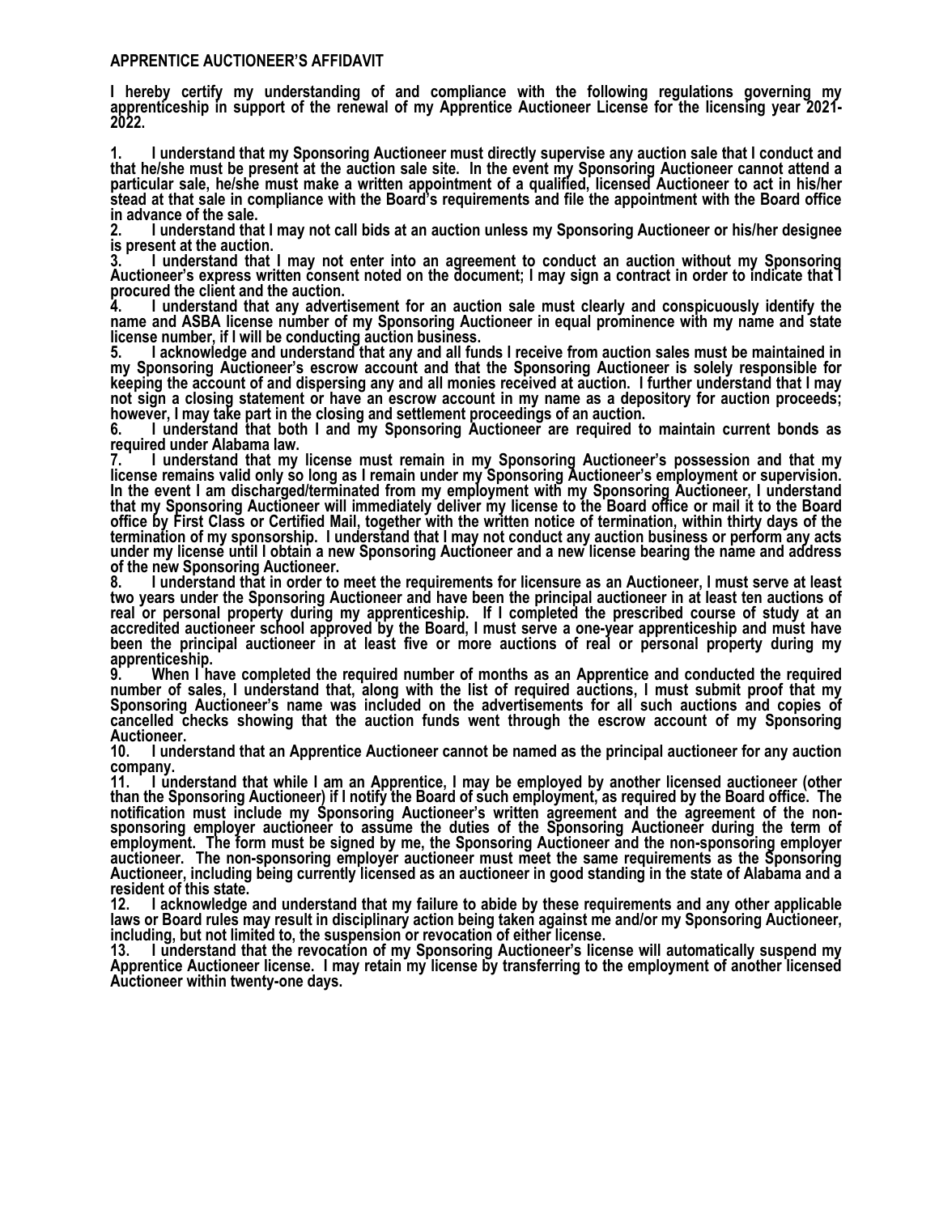## APPRENTICE AUCTIONEER'S AFFIDAVIT

**I hereby certify my understanding of and compliance with the following regulations governing my apprenticeship in support of the renewal of my Apprentice Auctioneer License for the licensing year 2021-2022.**

**1. I understand that my Sponsoring Auctioneer must directly supervise any auction sale that I conduct and that he/she must be present at the auction sale site. In the event my Sponsoring Auctioneer cannot attend a particular sale, he/she must make a written appointment of a qualified, licensed Auctioneer to act in his/her stead at that sale in compliance with the Board's requirements and file the appointment with the Board office in advance of the sale.**

**2. I understand that I may not call bids at an auction unless my Sponsoring Auctioneer or his/her designee is present at the auction.**

**3. I understand that I may not enter into an agreement to conduct an auction without my Sponsoring Auctioneer's express written consent noted on the document; I may sign a contract in order to indicate that I procured the client and the auction.**

**4. I understand that any advertisement for an auction sale must clearly and conspicuously identify the name and ASBA license number of my Sponsoring Auctioneer in equal prominence with my name and state license number, if I will be conducting auction business.**

**5. I acknowledge and understand that any and all funds I receive from auction sales must be maintained in my Sponsoring Auctioneer's escrow account and that the Sponsoring Auctioneer is solely responsible for keeping the account of and dispersing any and all monies received at auction. I further understand that I may not sign a closing statement or have an escrow account in my name as a depository for auction proceeds; however, I may take part in the closing and settlement proceedings of an auction.**

**6. I understand that both I and my Sponsoring Auctioneer are required to maintain current bonds as required under Alabama law.**

**7. I understand that my license must remain in my Sponsoring Auctioneer's possession and that my license remains valid only so long as I remain under my Sponsoring Auctioneer's employment or supervision. In the event I am discharged/terminated from my employment with my Sponsoring Auctioneer, I understand that my Sponsoring Auctioneer will immediately deliver my license to the Board office or mail it to the Board office by First Class or Certified Mail, together with the written notice of termination, within thirty days of the termination of my sponsorship. I understand that I may not conduct any auction business or perform any acts under my license until I obtain a new Sponsoring Auctioneer and a new license bearing the name and address of the new Sponsoring Auctioneer.**

**8. I understand that in order to meet the requirements for licensure as an Auctioneer, I must serve at least two years under the Sponsoring Auctioneer and have been the principal auctioneer in at least ten auctions of real or personal property during my apprenticeship. If I completed the prescribed course of study at an accredited auctioneer school approved by the Board, I must serve a one-year apprenticeship and must have been the principal auctioneer in at least five or more auctions of real or personal property during my apprenticeship.**

**9. When I have completed the required number of months as an Apprentice and conducted the required number of sales, I understand that, along with the list of required auctions, I must submit proof that my Sponsoring Auctioneer's name was included on the advertisements for all such auctions and copies of cancelled checks showing that the auction funds went through the escrow account of my Sponsoring Auctioneer.**

**10. I understand that an Apprentice Auctioneer cannot be named as the principal auctioneer for any auction company.**

**11. I understand that while I am an Apprentice, I may be employed by another licensed auctioneer (other than the Sponsoring Auctioneer) if I notify the Board of such employment, as required by the Board office. The notification must include my Sponsoring Auctioneer's written agreement and the agreement of the non-sponsoring employer auctioneer to assume the duties of the Sponsoring Auctioneer during the term of employment. The form must be signed by me, the Sponsoring Auctioneer and the non-sponsoring employer auctioneer. The non-sponsoring employer auctioneer must meet the same requirements as the Sponsoring Auctioneer, including being currently licensed as an auctioneer in good standing in the state of Alabama and a resident of this state.**

**12. I acknowledge and understand that my failure to abide by these requirements and any other applicable laws or Board rules may result in disciplinary action being taken against me and/or my Sponsoring Auctioneer, including, but not limited to, the suspension or revocation of either license.**

**13. I understand that the revocation of my Sponsoring Auctioneer's license will automatically suspend my Apprentice Auctioneer license. I may retain my license by transferring to the employment of another licensed Auctioneer within twenty-one days.**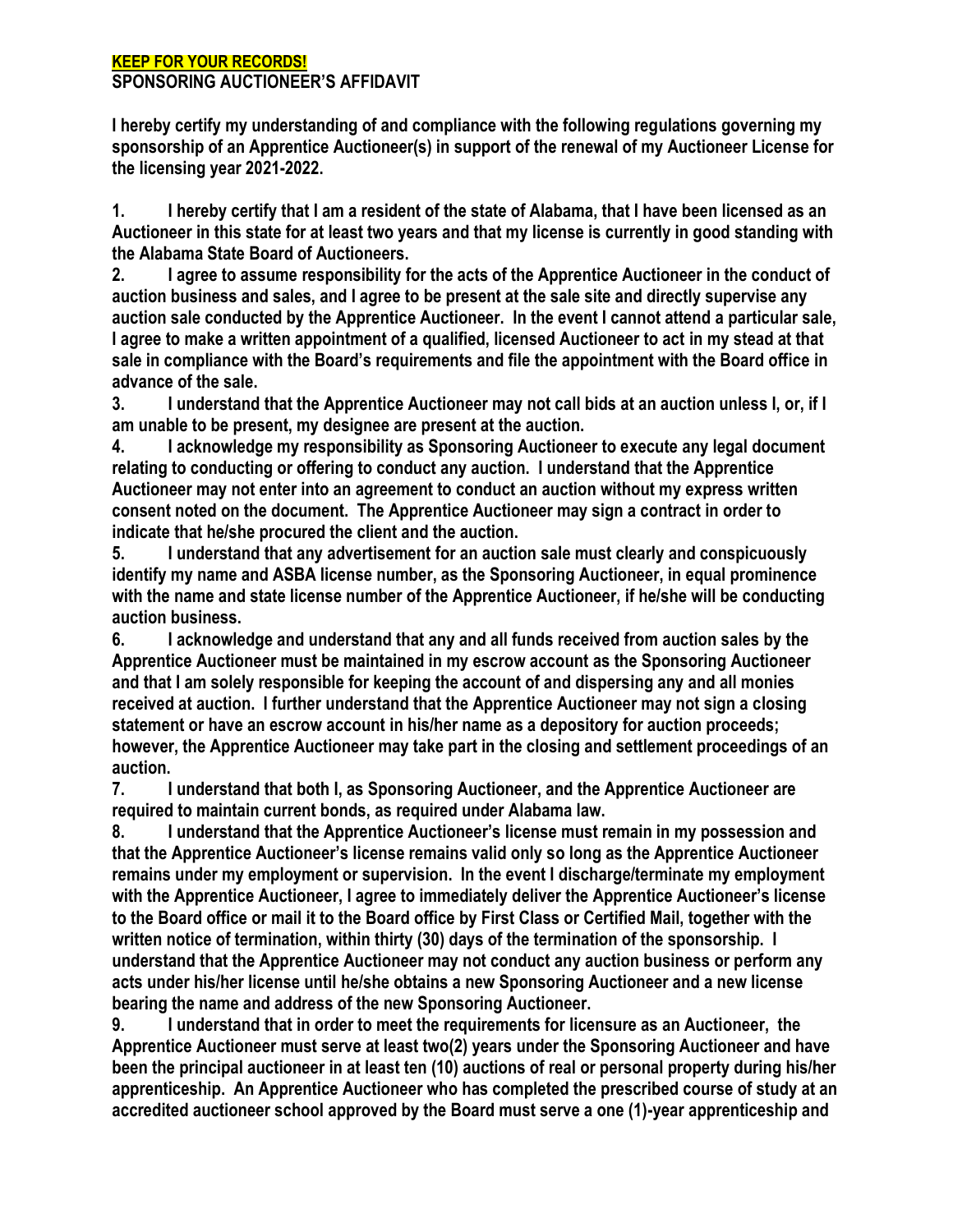**KEEP FOR YOUR RECORDS!**

**SPONSORING AUCTIONEER'S AFFIDAVIT**

**I hereby certify my understanding of and compliance with the following regulations governing my sponsorship of an Apprentice Auctioneer(s) in support of the renewal of my Auctioneer License for the licensing year 2021-2022.**

1. **I hereby certify that I am a resident of the state of Alabama, that I have been licensed as an Auctioneer in this state for at least two years and that my license is currently in good standing with the Alabama State Board of Auctioneers.**
2. **I agree to assume responsibility for the acts of the Apprentice Auctioneer in the conduct of auction business and sales, and I agree to be present at the sale site and directly supervise any auction sale conducted by the Apprentice Auctioneer. In the event I cannot attend a particular sale, I agree to make a written appointment of a qualified, licensed Auctioneer to act in my stead at that sale in compliance with the Board's requirements and file the appointment with the Board office in advance of the sale.**
3. **I understand that the Apprentice Auctioneer may not call bids at an auction unless I, or, if I am unable to be present, my designee are present at the auction.**
4. **I acknowledge my responsibility as Sponsoring Auctioneer to execute any legal document relating to conducting or offering to conduct any auction. I understand that the Apprentice Auctioneer may not enter into an agreement to conduct an auction without my express written consent noted on the document. The Apprentice Auctioneer may sign a contract in order to indicate that he/she procured the client and the auction.**
5. **I understand that any advertisement for an auction sale must clearly and conspicuously identify my name and ASBA license number, as the Sponsoring Auctioneer, in equal prominence with the name and state license number of the Apprentice Auctioneer, if he/she will be conducting auction business.**
6. **I acknowledge and understand that any and all funds received from auction sales by the Apprentice Auctioneer must be maintained in my escrow account as the Sponsoring Auctioneer and that I am solely responsible for keeping the account of and dispersing any and all monies received at auction. I further understand that the Apprentice Auctioneer may not sign a closing statement or have an escrow account in his/her name as a depository for auction proceeds; however, the Apprentice Auctioneer may take part in the closing and settlement proceedings of an auction.**
7. **I understand that both I, as Sponsoring Auctioneer, and the Apprentice Auctioneer are required to maintain current bonds, as required under Alabama law.**
8. **I understand that the Apprentice Auctioneer's license must remain in my possession and that the Apprentice Auctioneer's license remains valid only so long as the Apprentice Auctioneer remains under my employment or supervision. In the event I discharge/terminate my employment with the Apprentice Auctioneer, I agree to immediately deliver the Apprentice Auctioneer's license to the Board office or mail it to the Board office by First Class or Certified Mail, together with the written notice of termination, within thirty (30) days of the termination of the sponsorship. I understand that the Apprentice Auctioneer may not conduct any auction business or perform any acts under his/her license until he/she obtains a new Sponsoring Auctioneer and a new license bearing the name and address of the new Sponsoring Auctioneer.**
9. **I understand that in order to meet the requirements for licensure as an Auctioneer, the Apprentice Auctioneer must serve at least two(2) years under the Sponsoring Auctioneer and have been the principal auctioneer in at least ten (10) auctions of real or personal property during his/her apprenticeship. An Apprentice Auctioneer who has completed the prescribed course of study at an accredited auctioneer school approved by the Board must serve a one (1)-year apprenticeship and**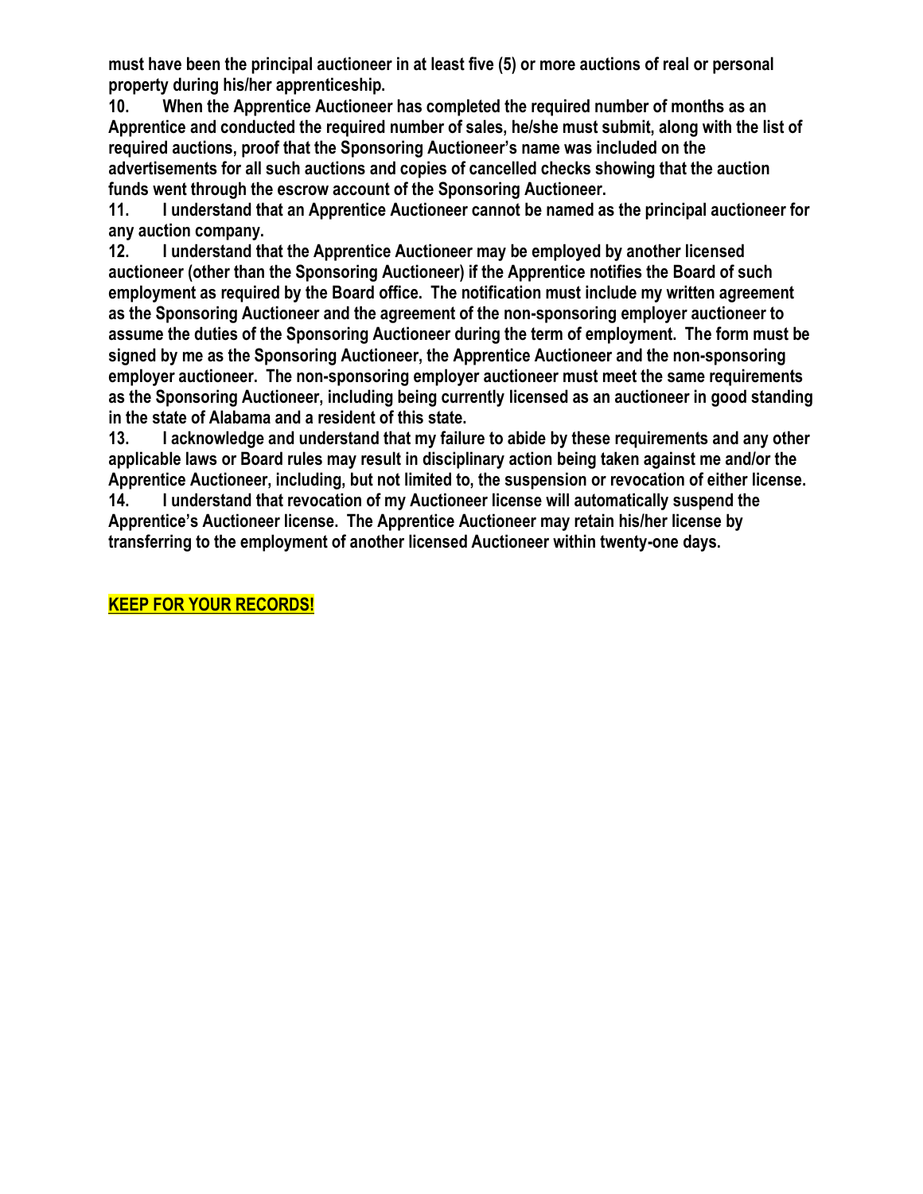**must have been the principal auctioneer in at least five (5) or more auctions of real or personal property during his/her apprenticeship.**

**10. When the Apprentice Auctioneer has completed the required number of months as an Apprentice and conducted the required number of sales, he/she must submit, along with the list of required auctions, proof that the Sponsoring Auctioneer's name was included on the advertisements for all such auctions and copies of cancelled checks showing that the auction funds went through the escrow account of the Sponsoring Auctioneer.**

**11. I understand that an Apprentice Auctioneer cannot be named as the principal auctioneer for any auction company.**

**12. I understand that the Apprentice Auctioneer may be employed by another licensed auctioneer (other than the Sponsoring Auctioneer) if the Apprentice notifies the Board of such employment as required by the Board office. The notification must include my written agreement as the Sponsoring Auctioneer and the agreement of the non-sponsoring employer auctioneer to assume the duties of the Sponsoring Auctioneer during the term of employment. The form must be signed by me as the Sponsoring Auctioneer, the Apprentice Auctioneer and the non-sponsoring employer auctioneer. The non-sponsoring employer auctioneer must meet the same requirements as the Sponsoring Auctioneer, including being currently licensed as an auctioneer in good standing in the state of Alabama and a resident of this state.**

**13. I acknowledge and understand that my failure to abide by these requirements and any other applicable laws or Board rules may result in disciplinary action being taken against me and/or the Apprentice Auctioneer, including, but not limited to, the suspension or revocation of either license.**

**14. I understand that revocation of my Auctioneer license will automatically suspend the Apprentice's Auctioneer license. The Apprentice Auctioneer may retain his/her license by transferring to the employment of another licensed Auctioneer within twenty-one days.**

**KEEP FOR YOUR RECORDS!**